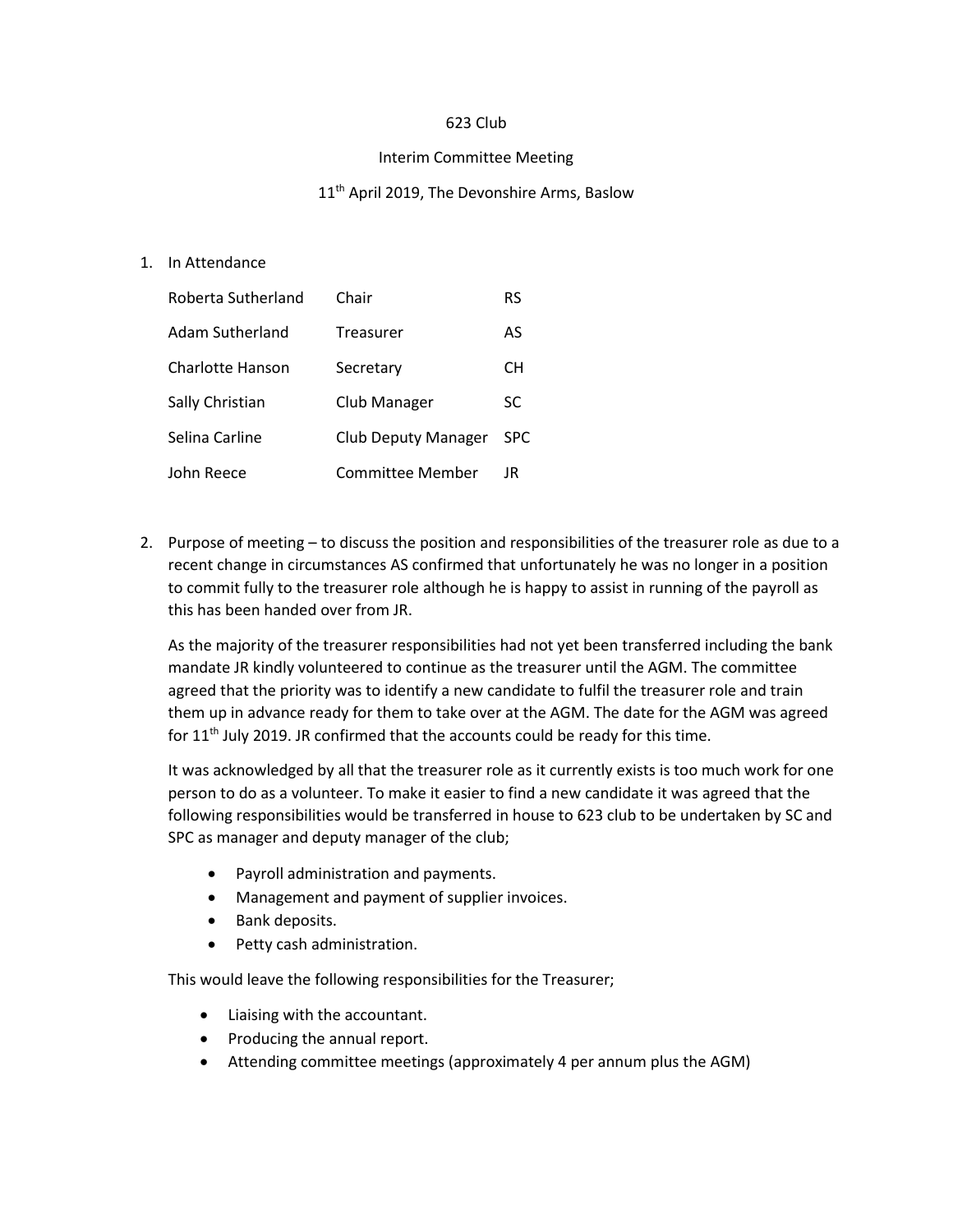# 623 Club

## Interim Committee Meeting

### 11th April 2019, The Devonshire Arms, Baslow

1. In Attendance

| Name | Role | Initials |
|---|---|---|
| Roberta Sutherland | Chair | RS |
| Adam Sutherland | Treasurer | AS |
| Charlotte Hanson | Secretary | CH |
| Sally Christian | Club Manager | SC |
| Selina Carline | Club Deputy Manager | SPC |
| John Reece | Committee Member | JR |

2. Purpose of meeting – to discuss the position and responsibilities of the treasurer role as due to a recent change in circumstances AS confirmed that unfortunately he was no longer in a position to commit fully to the treasurer role although he is happy to assist in running of the payroll as this has been handed over from JR.

   As the majority of the treasurer responsibilities had not yet been transferred including the bank mandate JR kindly volunteered to continue as the treasurer until the AGM. The committee agreed that the priority was to identify a new candidate to fulfil the treasurer role and train them up in advance ready for them to take over at the AGM. The date for the AGM was agreed for 11th July 2019. JR confirmed that the accounts could be ready for this time.

   It was acknowledged by all that the treasurer role as it currently exists is too much work for one person to do as a volunteer. To make it easier to find a new candidate it was agreed that the following responsibilities would be transferred in house to 623 club to be undertaken by SC and SPC as manager and deputy manager of the club;

   - Payroll administration and payments.
   - Management and payment of supplier invoices.
   - Bank deposits.
   - Petty cash administration.

   This would leave the following responsibilities for the Treasurer;

   - Liaising with the accountant.
   - Producing the annual report.
   - Attending committee meetings (approximately 4 per annum plus the AGM)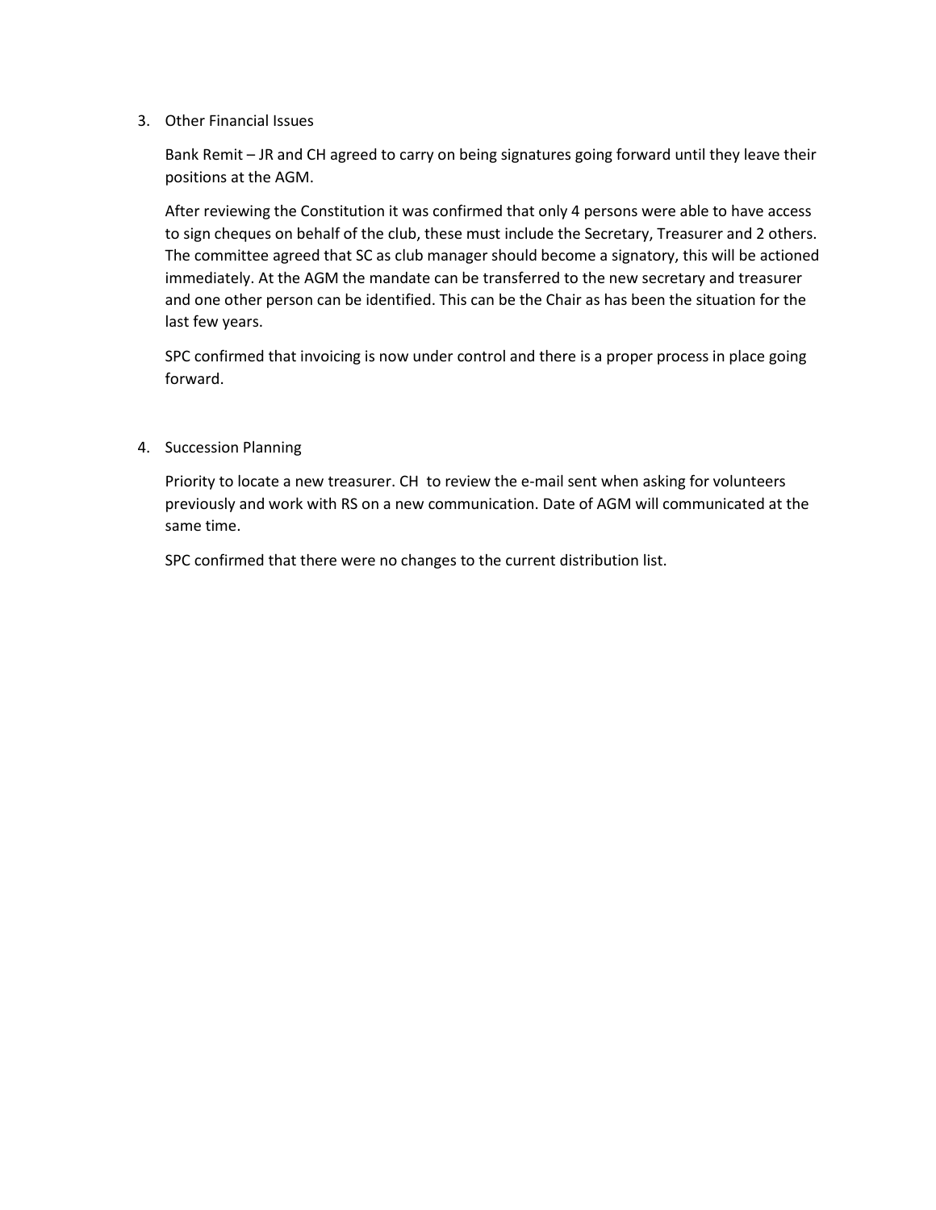3. Other Financial Issues

   Bank Remit – JR and CH agreed to carry on being signatures going forward until they leave their positions at the AGM.

   After reviewing the Constitution it was confirmed that only 4 persons were able to have access to sign cheques on behalf of the club, these must include the Secretary, Treasurer and 2 others. The committee agreed that SC as club manager should become a signatory, this will be actioned immediately. At the AGM the mandate can be transferred to the new secretary and treasurer and one other person can be identified. This can be the Chair as has been the situation for the last few years.

   SPC confirmed that invoicing is now under control and there is a proper process in place going forward.

4. Succession Planning

   Priority to locate a new treasurer. CH to review the e-mail sent when asking for volunteers previously and work with RS on a new communication. Date of AGM will communicated at the same time.

   SPC confirmed that there were no changes to the current distribution list.